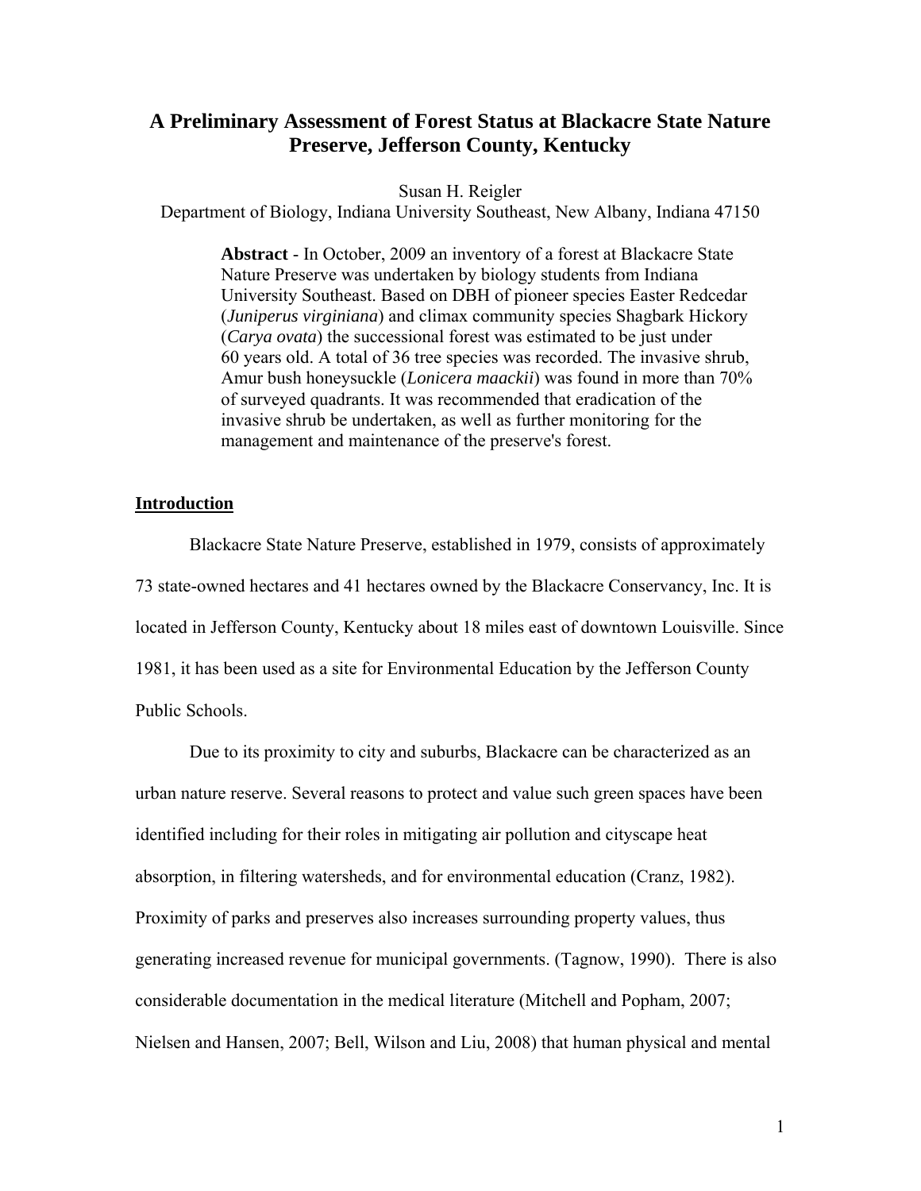# A Preliminary Assessment of Forest Status at Blackacre State Nature Preserve, Jefferson County, Kentucky

Susan H. Reigler
Department of Biology, Indiana University Southeast, New Albany, Indiana 47150

> **Abstract** - In October, 2009 an inventory of a forest at Blackacre State Nature Preserve was undertaken by biology students from Indiana University Southeast. Based on DBH of pioneer species Easter Redcedar (*Juniperus virginiana*) and climax community species Shagbark Hickory (*Carya ovata*) the successional forest was estimated to be just under 60 years old. A total of 36 tree species was recorded. The invasive shrub, Amur bush honeysuckle (*Lonicera maackii*) was found in more than 70% of surveyed quadrants. It was recommended that eradication of the invasive shrub be undertaken, as well as further monitoring for the management and maintenance of the preserve's forest.

## Introduction

Blackacre State Nature Preserve, established in 1979, consists of approximately 73 state-owned hectares and 41 hectares owned by the Blackacre Conservancy, Inc. It is located in Jefferson County, Kentucky about 18 miles east of downtown Louisville. Since 1981, it has been used as a site for Environmental Education by the Jefferson County Public Schools.

Due to its proximity to city and suburbs, Blackacre can be characterized as an urban nature reserve. Several reasons to protect and value such green spaces have been identified including for their roles in mitigating air pollution and cityscape heat absorption, in filtering watersheds, and for environmental education (Cranz, 1982). Proximity of parks and preserves also increases surrounding property values, thus generating increased revenue for municipal governments. (Tagnow, 1990). There is also considerable documentation in the medical literature (Mitchell and Popham, 2007; Nielsen and Hansen, 2007; Bell, Wilson and Liu, 2008) that human physical and mental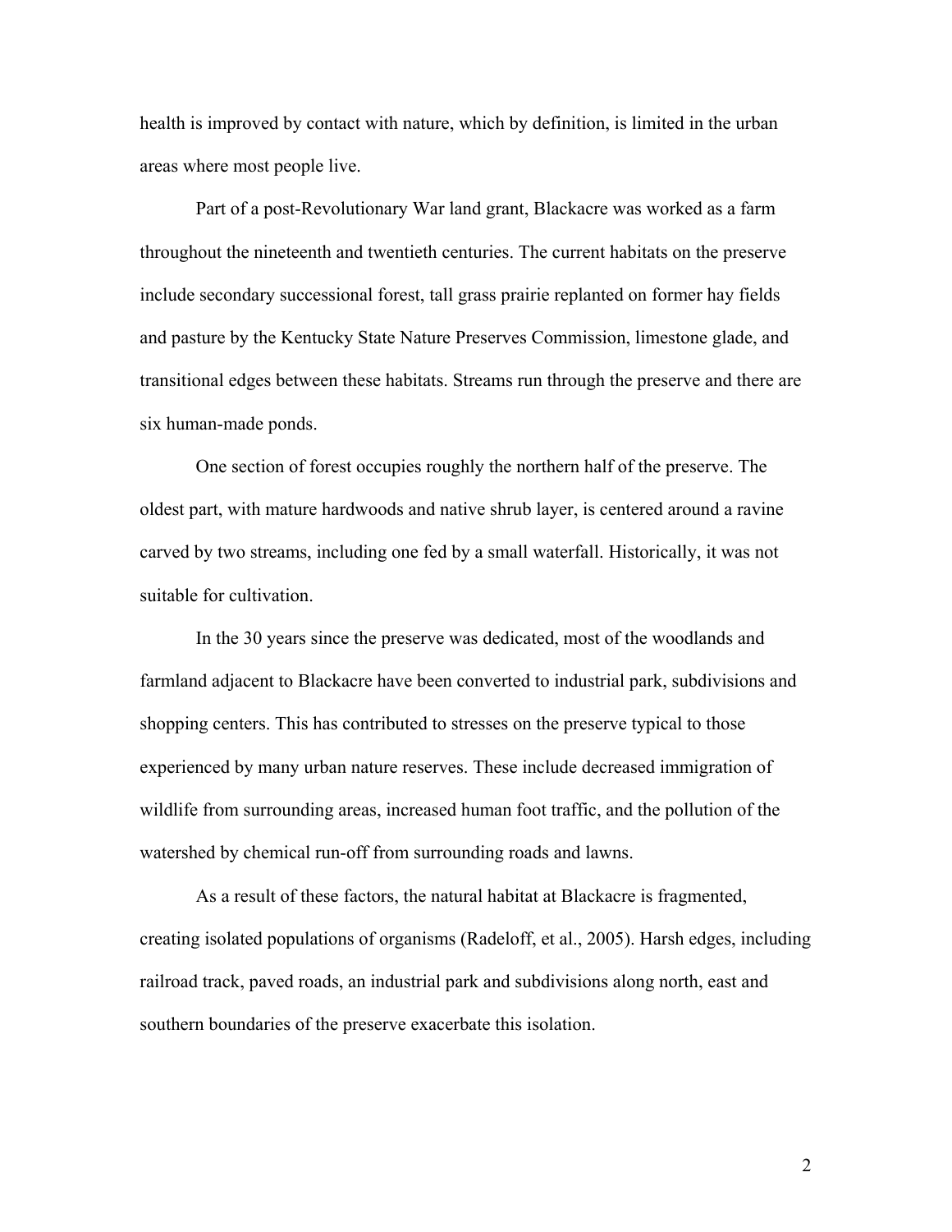health is improved by contact with nature, which by definition, is limited in the urban areas where most people live.

Part of a post-Revolutionary War land grant, Blackacre was worked as a farm throughout the nineteenth and twentieth centuries. The current habitats on the preserve include secondary successional forest, tall grass prairie replanted on former hay fields and pasture by the Kentucky State Nature Preserves Commission, limestone glade, and transitional edges between these habitats. Streams run through the preserve and there are six human-made ponds.

One section of forest occupies roughly the northern half of the preserve. The oldest part, with mature hardwoods and native shrub layer, is centered around a ravine carved by two streams, including one fed by a small waterfall. Historically, it was not suitable for cultivation.

In the 30 years since the preserve was dedicated, most of the woodlands and farmland adjacent to Blackacre have been converted to industrial park, subdivisions and shopping centers. This has contributed to stresses on the preserve typical to those experienced by many urban nature reserves. These include decreased immigration of wildlife from surrounding areas, increased human foot traffic, and the pollution of the watershed by chemical run-off from surrounding roads and lawns.

As a result of these factors, the natural habitat at Blackacre is fragmented, creating isolated populations of organisms (Radeloff, et al., 2005). Harsh edges, including railroad track, paved roads, an industrial park and subdivisions along north, east and southern boundaries of the preserve exacerbate this isolation.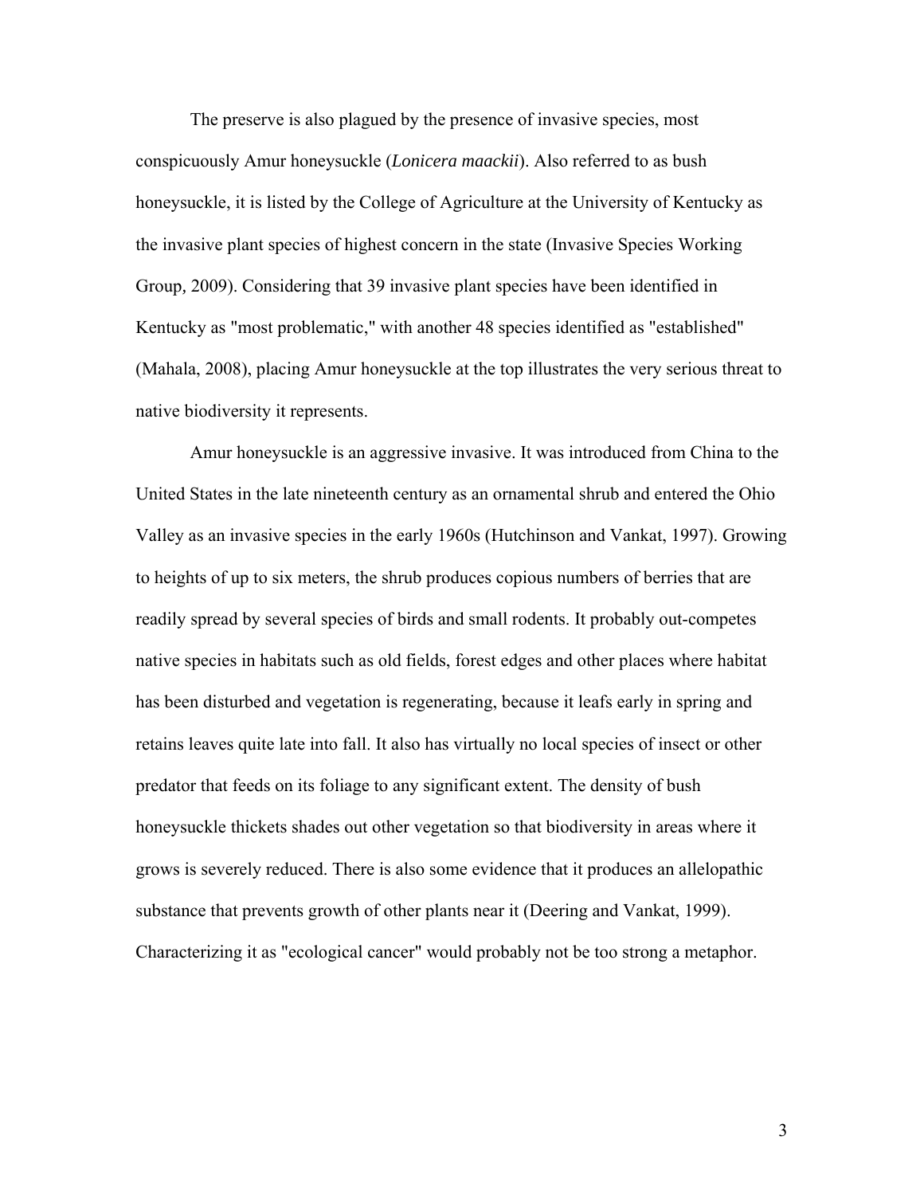The preserve is also plagued by the presence of invasive species, most conspicuously Amur honeysuckle (*Lonicera maackii*). Also referred to as bush honeysuckle, it is listed by the College of Agriculture at the University of Kentucky as the invasive plant species of highest concern in the state (Invasive Species Working Group, 2009). Considering that 39 invasive plant species have been identified in Kentucky as "most problematic," with another 48 species identified as "established" (Mahala, 2008), placing Amur honeysuckle at the top illustrates the very serious threat to native biodiversity it represents.

Amur honeysuckle is an aggressive invasive. It was introduced from China to the United States in the late nineteenth century as an ornamental shrub and entered the Ohio Valley as an invasive species in the early 1960s (Hutchinson and Vankat, 1997). Growing to heights of up to six meters, the shrub produces copious numbers of berries that are readily spread by several species of birds and small rodents. It probably out-competes native species in habitats such as old fields, forest edges and other places where habitat has been disturbed and vegetation is regenerating, because it leafs early in spring and retains leaves quite late into fall. It also has virtually no local species of insect or other predator that feeds on its foliage to any significant extent. The density of bush honeysuckle thickets shades out other vegetation so that biodiversity in areas where it grows is severely reduced. There is also some evidence that it produces an allelopathic substance that prevents growth of other plants near it (Deering and Vankat, 1999). Characterizing it as "ecological cancer" would probably not be too strong a metaphor.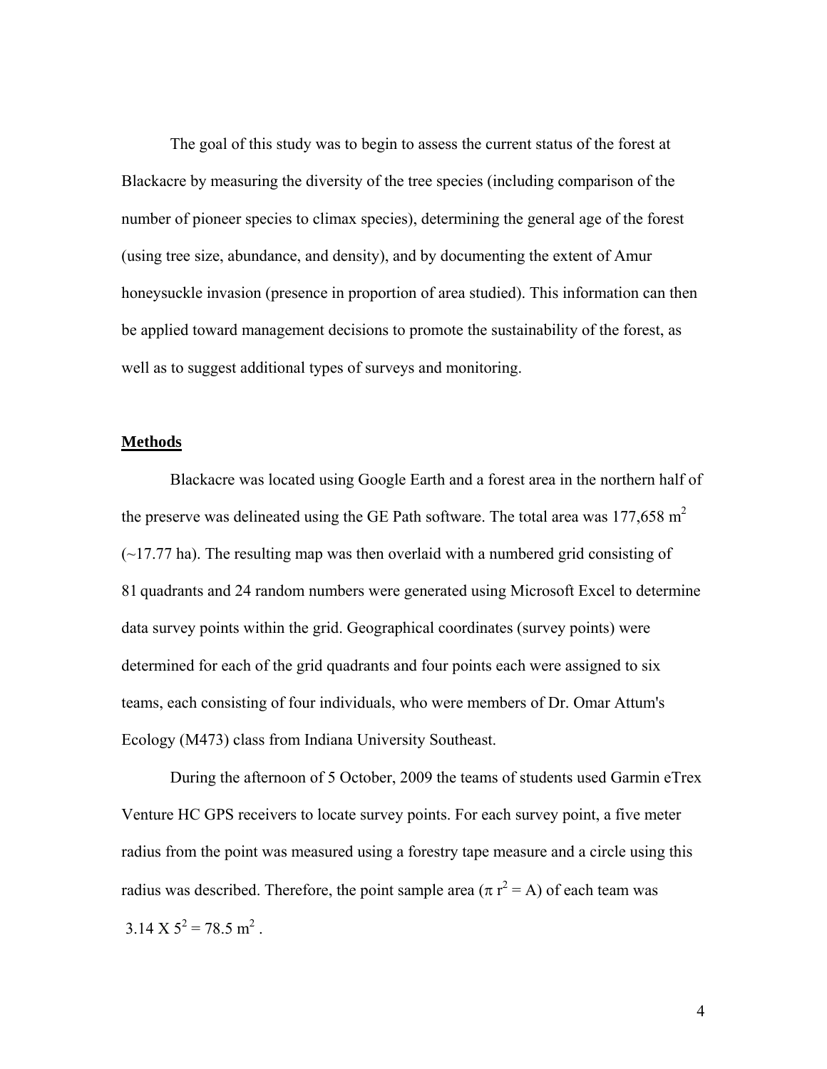The goal of this study was to begin to assess the current status of the forest at Blackacre by measuring the diversity of the tree species (including comparison of the number of pioneer species to climax species), determining the general age of the forest (using tree size, abundance, and density), and by documenting the extent of Amur honeysuckle invasion (presence in proportion of area studied). This information can then be applied toward management decisions to promote the sustainability of the forest, as well as to suggest additional types of surveys and monitoring.

## Methods

Blackacre was located using Google Earth and a forest area in the northern half of the preserve was delineated using the GE Path software. The total area was 177,658 $m^2$ (~17.77 ha). The resulting map was then overlaid with a numbered grid consisting of 81 quadrants and 24 random numbers were generated using Microsoft Excel to determine data survey points within the grid. Geographical coordinates (survey points) were determined for each of the grid quadrants and four points each were assigned to six teams, each consisting of four individuals, who were members of Dr. Omar Attum's Ecology (M473) class from Indiana University Southeast.

During the afternoon of 5 October, 2009 the teams of students used Garmin eTrex Venture HC GPS receivers to locate survey points. For each survey point, a five meter radius from the point was measured using a forestry tape measure and a circle using this radius was described. Therefore, the point sample area ($\pi r^2 = A$) of each team was $3.14 \times 5^2 = 78.5 \ m^2$.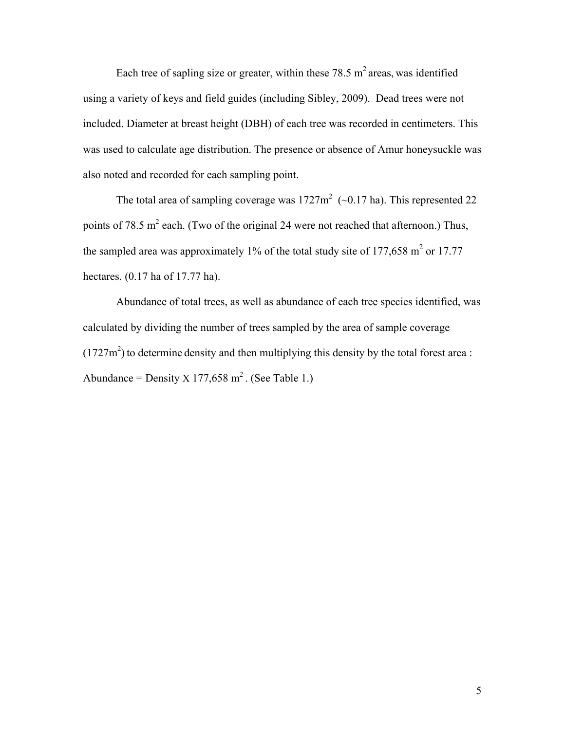Each tree of sapling size or greater, within these 78.5 $m^2$ areas, was identified using a variety of keys and field guides (including Sibley, 2009). Dead trees were not included. Diameter at breast height (DBH) of each tree was recorded in centimeters. This was used to calculate age distribution. The presence or absence of Amur honeysuckle was also noted and recorded for each sampling point.

The total area of sampling coverage was 1727$m^2$ (~0.17 ha). This represented 22 points of 78.5 $m^2$ each. (Two of the original 24 were not reached that afternoon.) Thus, the sampled area was approximately 1% of the total study site of 177,658 $m^2$ or 17.77 hectares. (0.17 ha of 17.77 ha).

Abundance of total trees, as well as abundance of each tree species identified, was calculated by dividing the number of trees sampled by the area of sample coverage (1727$m^2$) to determine density and then multiplying this density by the total forest area : Abundance = Density X 177,658 $m^2$ . (See Table 1.)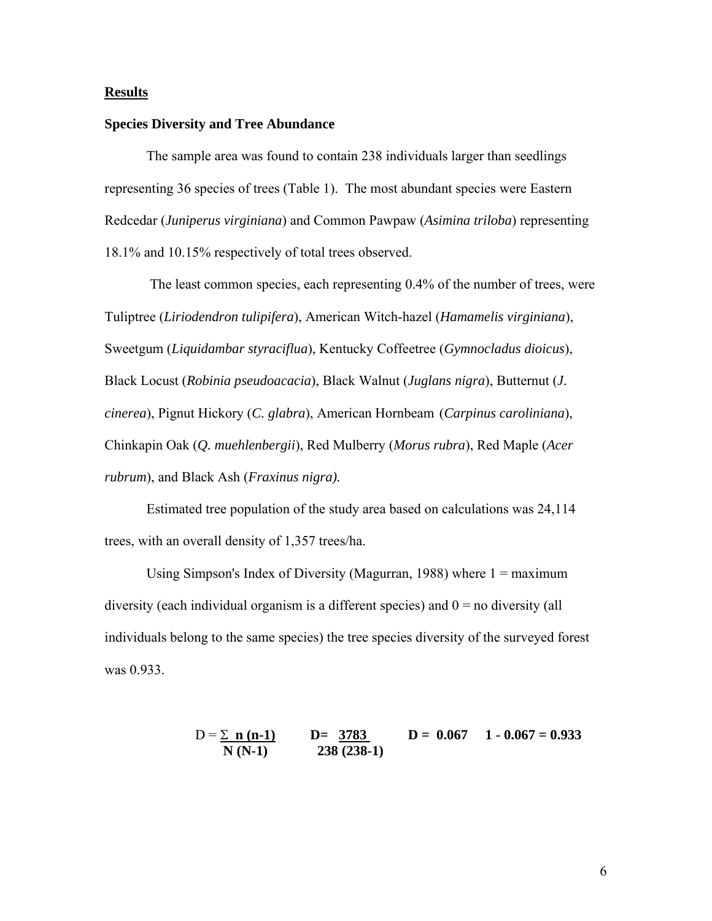## Results

### Species Diversity and Tree Abundance

The sample area was found to contain 238 individuals larger than seedlings representing 36 species of trees (Table 1). The most abundant species were Eastern Redcedar (*Juniperus virginiana*) and Common Pawpaw (*Asimina triloba*) representing 18.1% and 10.15% respectively of total trees observed.

The least common species, each representing 0.4% of the number of trees, were Tuliptree (*Liriodendron tulipifera*), American Witch-hazel (*Hamamelis virginiana*), Sweetgum (*Liquidambar styraciflua*), Kentucky Coffeetree (*Gymnocladus dioicus*), Black Locust (*Robinia pseudoacacia*), Black Walnut (*Juglans nigra*), Butternut (*J. cinerea*), Pignut Hickory (*C. glabra*), American Hornbeam (*Carpinus caroliniana*), Chinkapin Oak (*Q. muehlenbergii*), Red Mulberry (*Morus rubra*), Red Maple (*Acer rubrum*), and Black Ash (*Fraxinus nigra).*

Estimated tree population of the study area based on calculations was 24,114 trees, with an overall density of 1,357 trees/ha.

Using Simpson's Index of Diversity (Magurran, 1988) where 1 = maximum diversity (each individual organism is a different species) and 0 = no diversity (all individuals belong to the same species) the tree species diversity of the surveyed forest was 0.933.

$$D = \frac{\sum n(n-1)}{N(N-1)} \qquad D = \frac{3783}{238(238-1)} \qquad D = 0.067 \qquad 1 - 0.067 = 0.933$$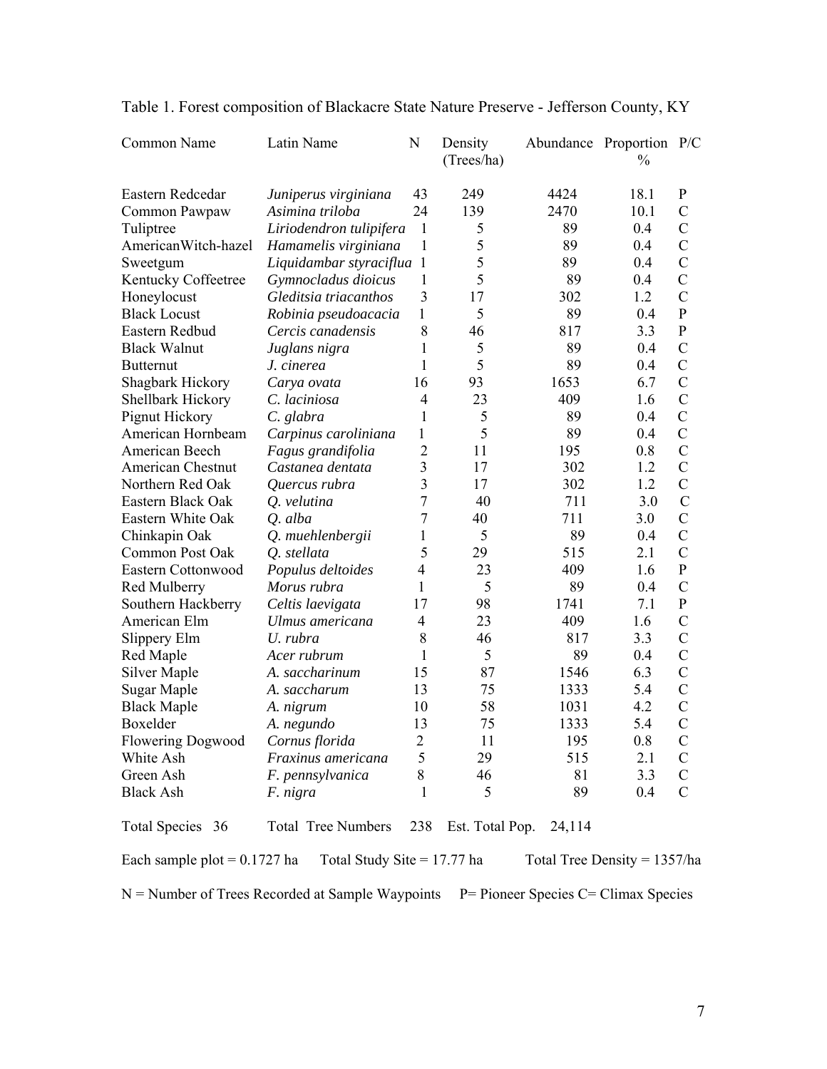Table 1. Forest composition of Blackacre State Nature Preserve - Jefferson County, KY

| Common Name | Latin Name | N | Density (Trees/ha) | Abundance | Proportion % | P/C |
|---|---|---|---|---|---|---|
| Eastern Redcedar | *Juniperus virginiana* | 43 | 249 | 4424 | 18.1 | P |
| Common Pawpaw | *Asimina triloba* | 24 | 139 | 2470 | 10.1 | C |
| Tuliptree | *Liriodendron tulipifera* | 1 | 5 | 89 | 0.4 | C |
| AmericanWitch-hazel | *Hamamelis virginiana* | 1 | 5 | 89 | 0.4 | C |
| Sweetgum | *Liquidambar styraciflua* | 1 | 5 | 89 | 0.4 | C |
| Kentucky Coffeetree | *Gymnocladus dioicus* | 1 | 5 | 89 | 0.4 | C |
| Honeylocust | *Gleditsia triacanthos* | 3 | 17 | 302 | 1.2 | C |
| Black Locust | *Robinia pseudoacacia* | 1 | 5 | 89 | 0.4 | P |
| Eastern Redbud | *Cercis canadensis* | 8 | 46 | 817 | 3.3 | P |
| Black Walnut | *Juglans nigra* | 1 | 5 | 89 | 0.4 | C |
| Butternut | *J. cinerea* | 1 | 5 | 89 | 0.4 | C |
| Shagbark Hickory | *Carya ovata* | 16 | 93 | 1653 | 6.7 | C |
| Shellbark Hickory | *C. laciniosa* | 4 | 23 | 409 | 1.6 | C |
| Pignut Hickory | *C. glabra* | 1 | 5 | 89 | 0.4 | C |
| American Hornbeam | *Carpinus caroliniana* | 1 | 5 | 89 | 0.4 | C |
| American Beech | *Fagus grandifolia* | 2 | 11 | 195 | 0.8 | C |
| American Chestnut | *Castanea dentata* | 3 | 17 | 302 | 1.2 | C |
| Northern Red Oak | *Quercus rubra* | 3 | 17 | 302 | 1.2 | C |
| Eastern Black Oak | *Q. velutina* | 7 | 40 | 711 | 3.0 | C |
| Eastern White Oak | *Q. alba* | 7 | 40 | 711 | 3.0 | C |
| Chinkapin Oak | *Q. muehlenbergii* | 1 | 5 | 89 | 0.4 | C |
| Common Post Oak | *Q. stellata* | 5 | 29 | 515 | 2.1 | C |
| Eastern Cottonwood | *Populus deltoides* | 4 | 23 | 409 | 1.6 | P |
| Red Mulberry | *Morus rubra* | 1 | 5 | 89 | 0.4 | C |
| Southern Hackberry | *Celtis laevigata* | 17 | 98 | 1741 | 7.1 | P |
| American Elm | *Ulmus americana* | 4 | 23 | 409 | 1.6 | C |
| Slippery Elm | *U. rubra* | 8 | 46 | 817 | 3.3 | C |
| Red Maple | *Acer rubrum* | 1 | 5 | 89 | 0.4 | C |
| Silver Maple | *A. saccharinum* | 15 | 87 | 1546 | 6.3 | C |
| Sugar Maple | *A. saccharum* | 13 | 75 | 1333 | 5.4 | C |
| Black Maple | *A. nigrum* | 10 | 58 | 1031 | 4.2 | C |
| Boxelder | *A. negundo* | 13 | 75 | 1333 | 5.4 | C |
| Flowering Dogwood | *Cornus florida* | 2 | 11 | 195 | 0.8 | C |
| White Ash | *Fraxinus americana* | 5 | 29 | 515 | 2.1 | C |
| Green Ash | *F. pennsylvanica* | 8 | 46 | 81 | 3.3 | C |
| Black Ash | *F. nigra* | 1 | 5 | 89 | 0.4 | C |

Total Species 36 Total Tree Numbers 238 Est. Total Pop. 24,114

Each sample plot = 0.1727 ha Total Study Site = 17.77 ha Total Tree Density = 1357/ha

N = Number of Trees Recorded at Sample Waypoints P= Pioneer Species C= Climax Species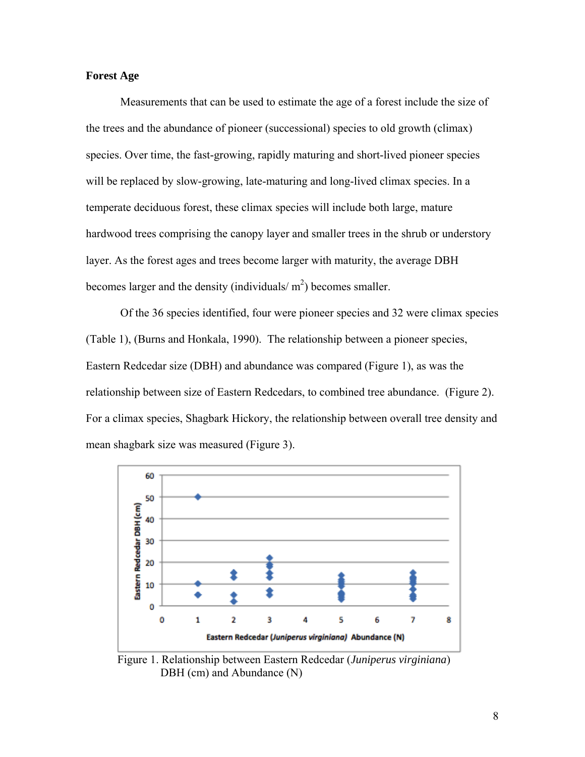**Forest Age**

Measurements that can be used to estimate the age of a forest include the size of the trees and the abundance of pioneer (successional) species to old growth (climax) species. Over time, the fast-growing, rapidly maturing and short-lived pioneer species will be replaced by slow-growing, late-maturing and long-lived climax species. In a temperate deciduous forest, these climax species will include both large, mature hardwood trees comprising the canopy layer and smaller trees in the shrub or understory layer. As the forest ages and trees become larger with maturity, the average DBH becomes larger and the density (individuals/ $m^2$) becomes smaller.

Of the 36 species identified, four were pioneer species and 32 were climax species (Table 1), (Burns and Honkala, 1990). The relationship between a pioneer species, Eastern Redcedar size (DBH) and abundance was compared (Figure 1), as was the relationship between size of Eastern Redcedars, to combined tree abundance. (Figure 2). For a climax species, Shagbark Hickory, the relationship between overall tree density and mean shagbark size was measured (Figure 3).

Figure 1. Relationship between Eastern Redcedar (*Juniperus virginiana*) DBH (cm) and Abundance (N)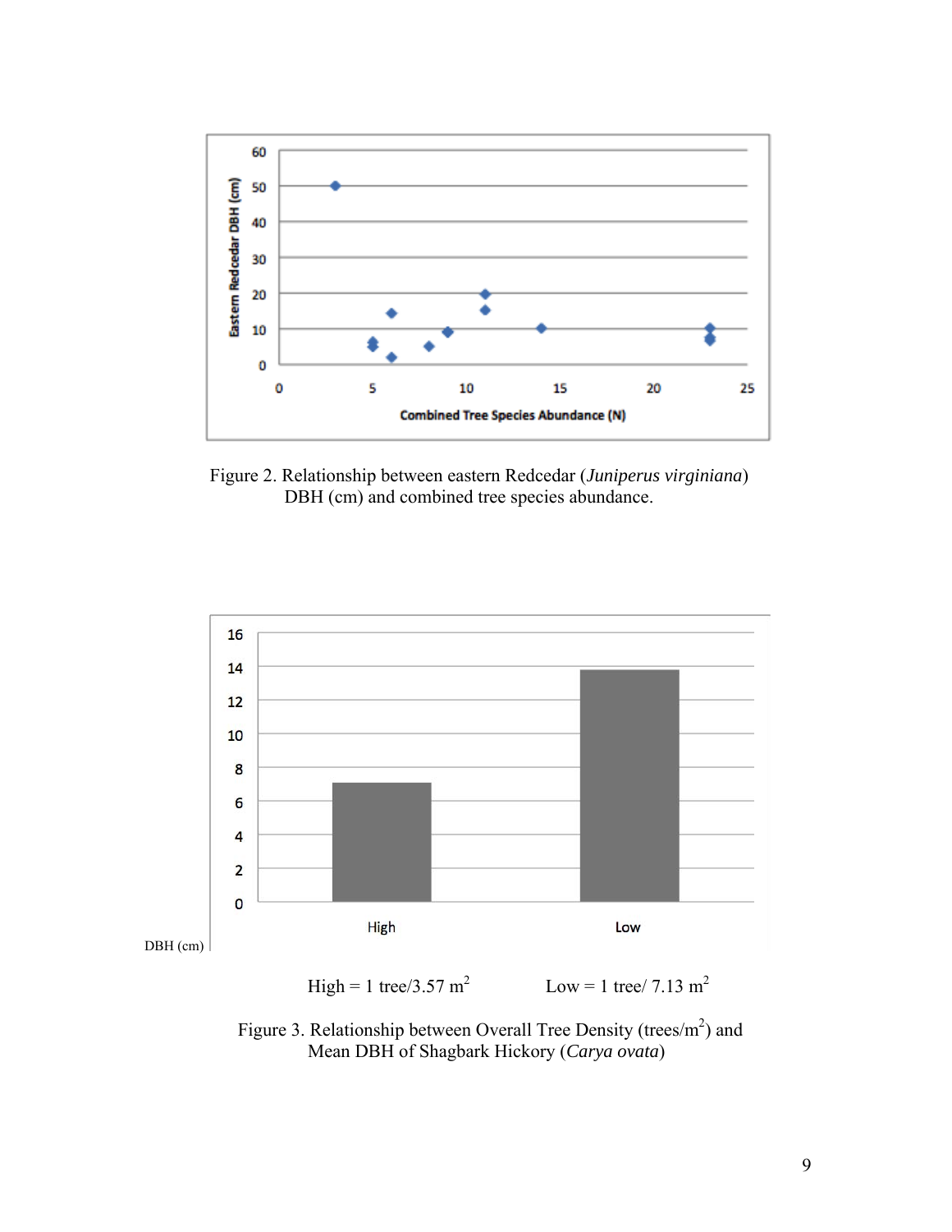Figure 2. Relationship between eastern Redcedar (*Juniperus virginiana*) DBH (cm) and combined tree species abundance.

DBH (cm)

High = 1 tree/3.57 $m^2$ Low = 1 tree/ 7.13 $m^2$

Figure 3. Relationship between Overall Tree Density (trees/$m^2$) and Mean DBH of Shagbark Hickory (*Carya ovata*)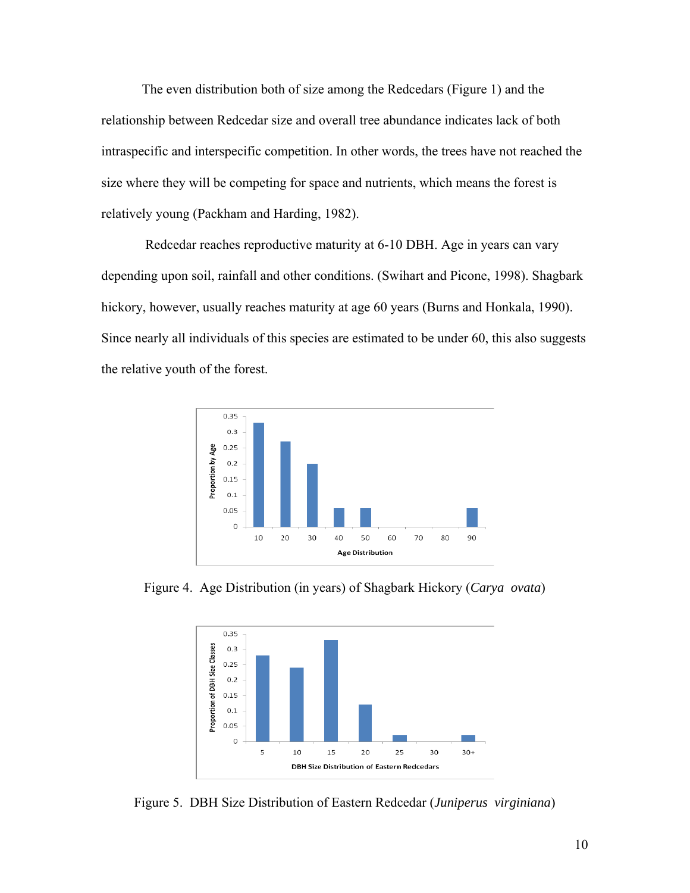The even distribution both of size among the Redcedars (Figure 1) and the relationship between Redcedar size and overall tree abundance indicates lack of both intraspecific and interspecific competition. In other words, the trees have not reached the size where they will be competing for space and nutrients, which means the forest is relatively young (Packham and Harding, 1982).

Redcedar reaches reproductive maturity at 6-10 DBH. Age in years can vary depending upon soil, rainfall and other conditions. (Swihart and Picone, 1998). Shagbark hickory, however, usually reaches maturity at age 60 years (Burns and Honkala, 1990). Since nearly all individuals of this species are estimated to be under 60, this also suggests the relative youth of the forest.

Figure 4. Age Distribution (in years) of Shagbark Hickory (*Carya ovata*)

Figure 5. DBH Size Distribution of Eastern Redcedar (*Juniperus virginiana*)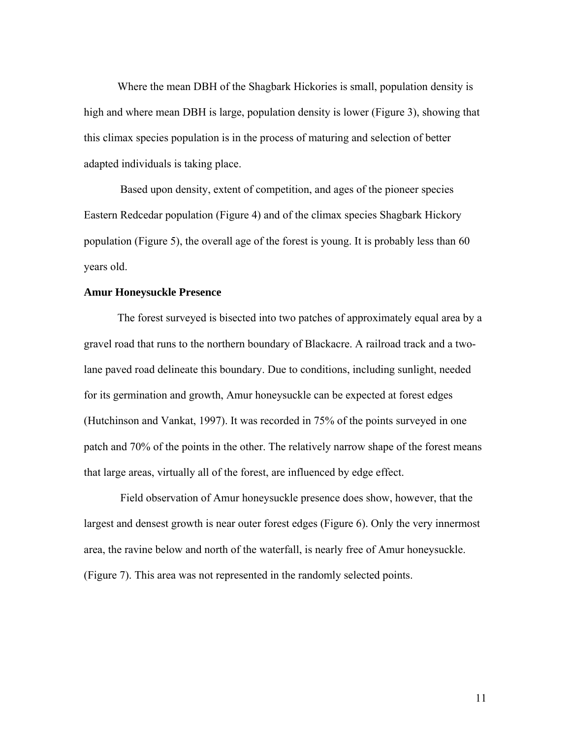Where the mean DBH of the Shagbark Hickories is small, population density is high and where mean DBH is large, population density is lower (Figure 3), showing that this climax species population is in the process of maturing and selection of better adapted individuals is taking place.

Based upon density, extent of competition, and ages of the pioneer species Eastern Redcedar population (Figure 4) and of the climax species Shagbark Hickory population (Figure 5), the overall age of the forest is young. It is probably less than 60 years old.

**Amur Honeysuckle Presence**

The forest surveyed is bisected into two patches of approximately equal area by a gravel road that runs to the northern boundary of Blackacre. A railroad track and a two-lane paved road delineate this boundary. Due to conditions, including sunlight, needed for its germination and growth, Amur honeysuckle can be expected at forest edges (Hutchinson and Vankat, 1997). It was recorded in 75% of the points surveyed in one patch and 70% of the points in the other. The relatively narrow shape of the forest means that large areas, virtually all of the forest, are influenced by edge effect.

Field observation of Amur honeysuckle presence does show, however, that the largest and densest growth is near outer forest edges (Figure 6). Only the very innermost area, the ravine below and north of the waterfall, is nearly free of Amur honeysuckle. (Figure 7). This area was not represented in the randomly selected points.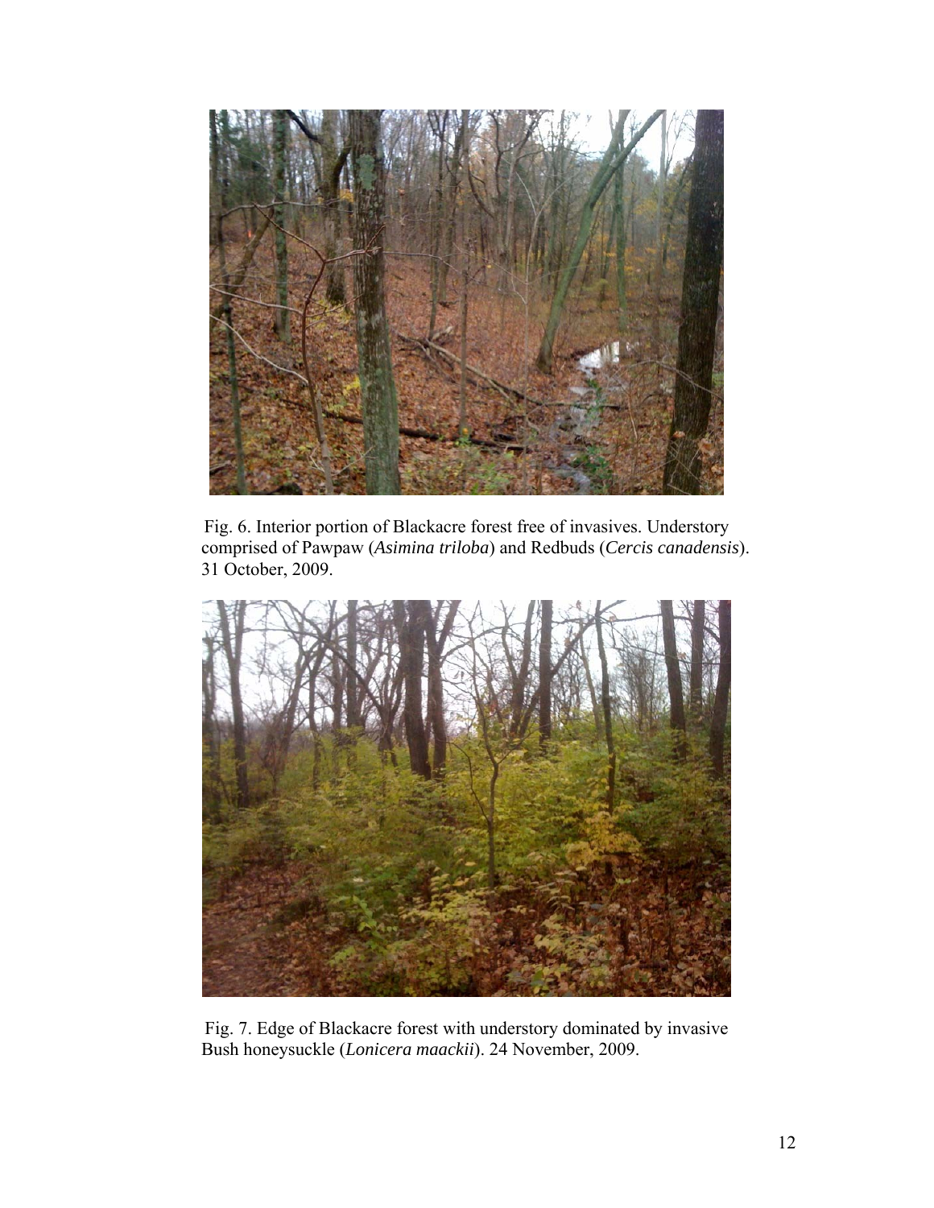Fig. 6. Interior portion of Blackacre forest free of invasives. Understory comprised of Pawpaw (*Asimina triloba*) and Redbuds (*Cercis canadensis*). 31 October, 2009.

Fig. 7. Edge of Blackacre forest with understory dominated by invasive Bush honeysuckle (*Lonicera maackii*). 24 November, 2009.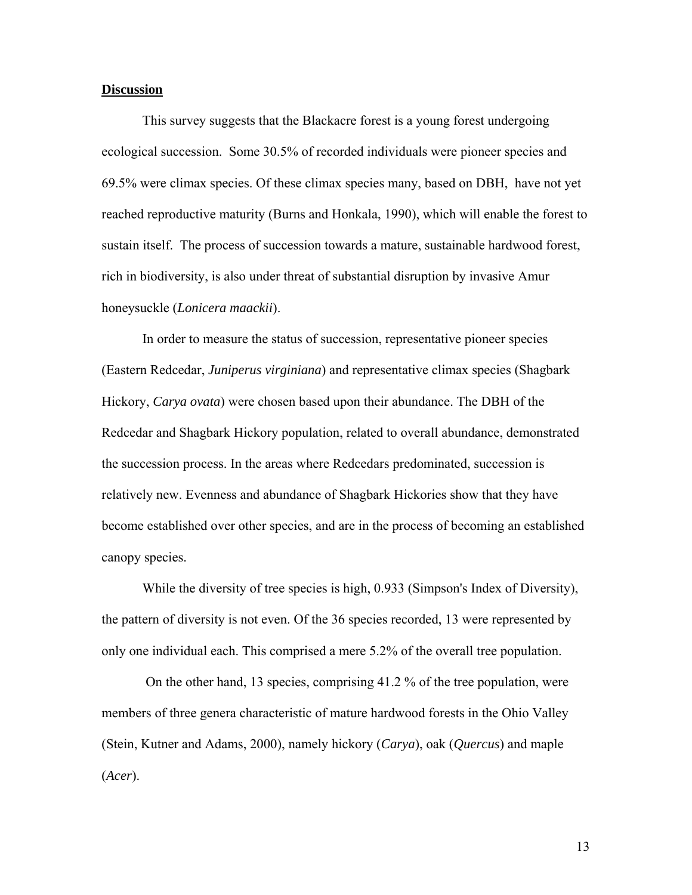**Discussion**

This survey suggests that the Blackacre forest is a young forest undergoing ecological succession. Some 30.5% of recorded individuals were pioneer species and 69.5% were climax species. Of these climax species many, based on DBH, have not yet reached reproductive maturity (Burns and Honkala, 1990), which will enable the forest to sustain itself. The process of succession towards a mature, sustainable hardwood forest, rich in biodiversity, is also under threat of substantial disruption by invasive Amur honeysuckle (*Lonicera maackii*).

In order to measure the status of succession, representative pioneer species (Eastern Redcedar, *Juniperus virginiana*) and representative climax species (Shagbark Hickory, *Carya ovata*) were chosen based upon their abundance. The DBH of the Redcedar and Shagbark Hickory population, related to overall abundance, demonstrated the succession process. In the areas where Redcedars predominated, succession is relatively new. Evenness and abundance of Shagbark Hickories show that they have become established over other species, and are in the process of becoming an established canopy species.

While the diversity of tree species is high, 0.933 (Simpson's Index of Diversity), the pattern of diversity is not even. Of the 36 species recorded, 13 were represented by only one individual each. This comprised a mere 5.2% of the overall tree population.

On the other hand, 13 species, comprising 41.2 % of the tree population, were members of three genera characteristic of mature hardwood forests in the Ohio Valley (Stein, Kutner and Adams, 2000), namely hickory (*Carya*), oak (*Quercus*) and maple (*Acer*).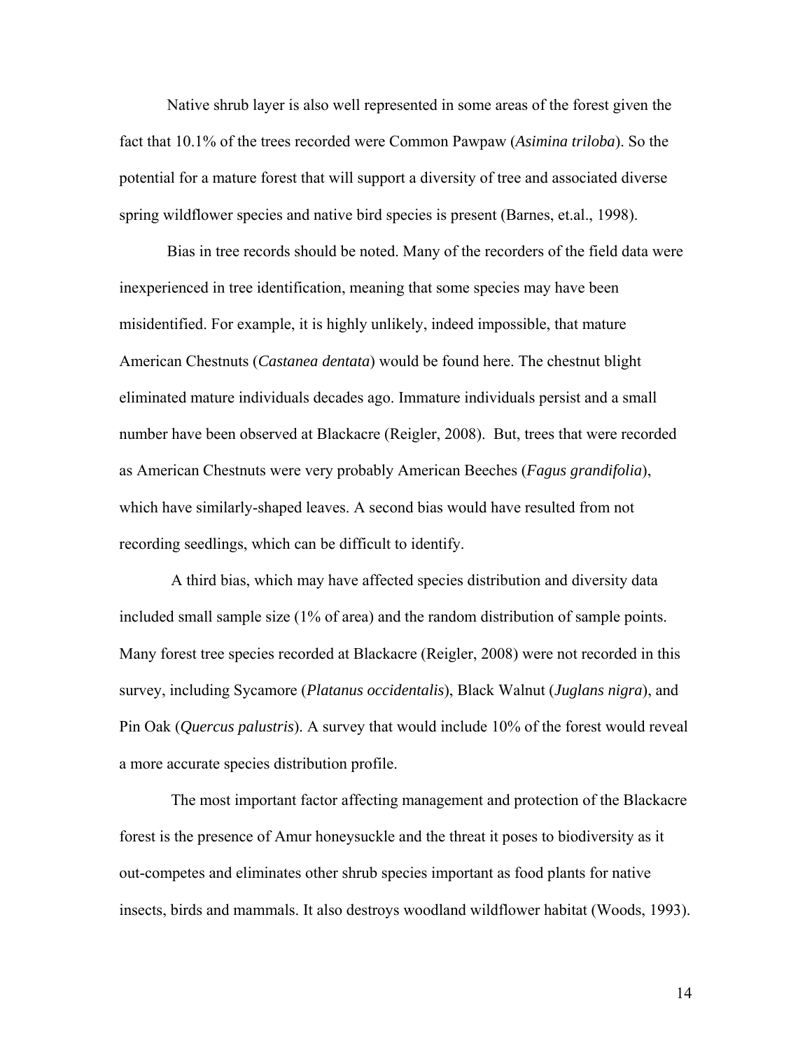Native shrub layer is also well represented in some areas of the forest given the fact that 10.1% of the trees recorded were Common Pawpaw (*Asimina triloba*). So the potential for a mature forest that will support a diversity of tree and associated diverse spring wildflower species and native bird species is present (Barnes, et.al., 1998).

Bias in tree records should be noted. Many of the recorders of the field data were inexperienced in tree identification, meaning that some species may have been misidentified. For example, it is highly unlikely, indeed impossible, that mature American Chestnuts (*Castanea dentata*) would be found here. The chestnut blight eliminated mature individuals decades ago. Immature individuals persist and a small number have been observed at Blackacre (Reigler, 2008). But, trees that were recorded as American Chestnuts were very probably American Beeches (*Fagus grandifolia*), which have similarly-shaped leaves. A second bias would have resulted from not recording seedlings, which can be difficult to identify.

A third bias, which may have affected species distribution and diversity data included small sample size (1% of area) and the random distribution of sample points. Many forest tree species recorded at Blackacre (Reigler, 2008) were not recorded in this survey, including Sycamore (*Platanus occidentalis*), Black Walnut (*Juglans nigra*), and Pin Oak (*Quercus palustris*). A survey that would include 10% of the forest would reveal a more accurate species distribution profile.

The most important factor affecting management and protection of the Blackacre forest is the presence of Amur honeysuckle and the threat it poses to biodiversity as it out-competes and eliminates other shrub species important as food plants for native insects, birds and mammals. It also destroys woodland wildflower habitat (Woods, 1993).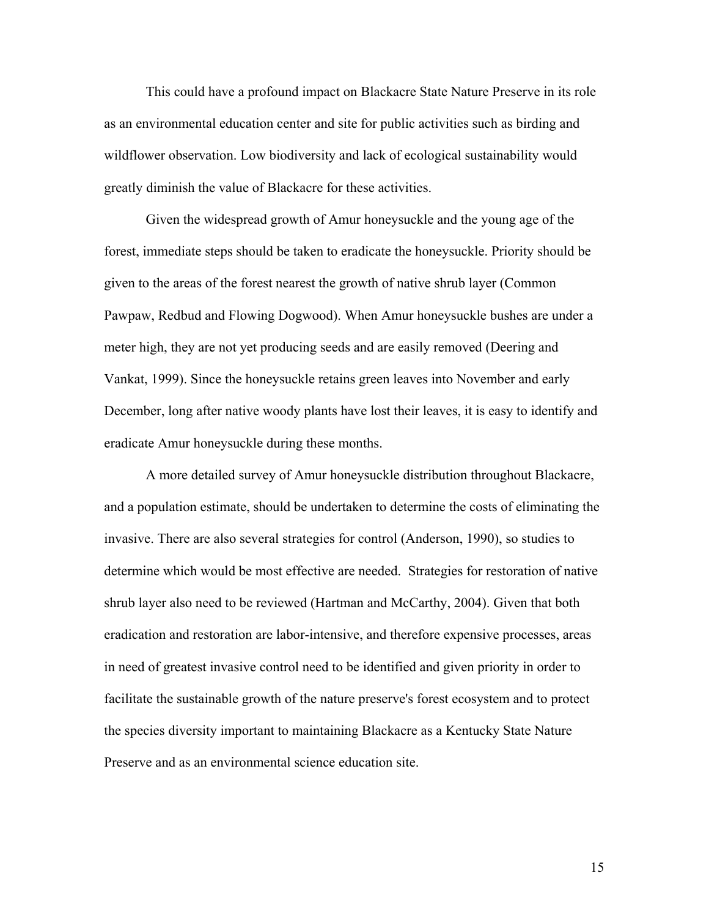This could have a profound impact on Blackacre State Nature Preserve in its role as an environmental education center and site for public activities such as birding and wildflower observation. Low biodiversity and lack of ecological sustainability would greatly diminish the value of Blackacre for these activities.

Given the widespread growth of Amur honeysuckle and the young age of the forest, immediate steps should be taken to eradicate the honeysuckle. Priority should be given to the areas of the forest nearest the growth of native shrub layer (Common Pawpaw, Redbud and Flowing Dogwood). When Amur honeysuckle bushes are under a meter high, they are not yet producing seeds and are easily removed (Deering and Vankat, 1999). Since the honeysuckle retains green leaves into November and early December, long after native woody plants have lost their leaves, it is easy to identify and eradicate Amur honeysuckle during these months.

A more detailed survey of Amur honeysuckle distribution throughout Blackacre, and a population estimate, should be undertaken to determine the costs of eliminating the invasive. There are also several strategies for control (Anderson, 1990), so studies to determine which would be most effective are needed. Strategies for restoration of native shrub layer also need to be reviewed (Hartman and McCarthy, 2004). Given that both eradication and restoration are labor-intensive, and therefore expensive processes, areas in need of greatest invasive control need to be identified and given priority in order to facilitate the sustainable growth of the nature preserve's forest ecosystem and to protect the species diversity important to maintaining Blackacre as a Kentucky State Nature Preserve and as an environmental science education site.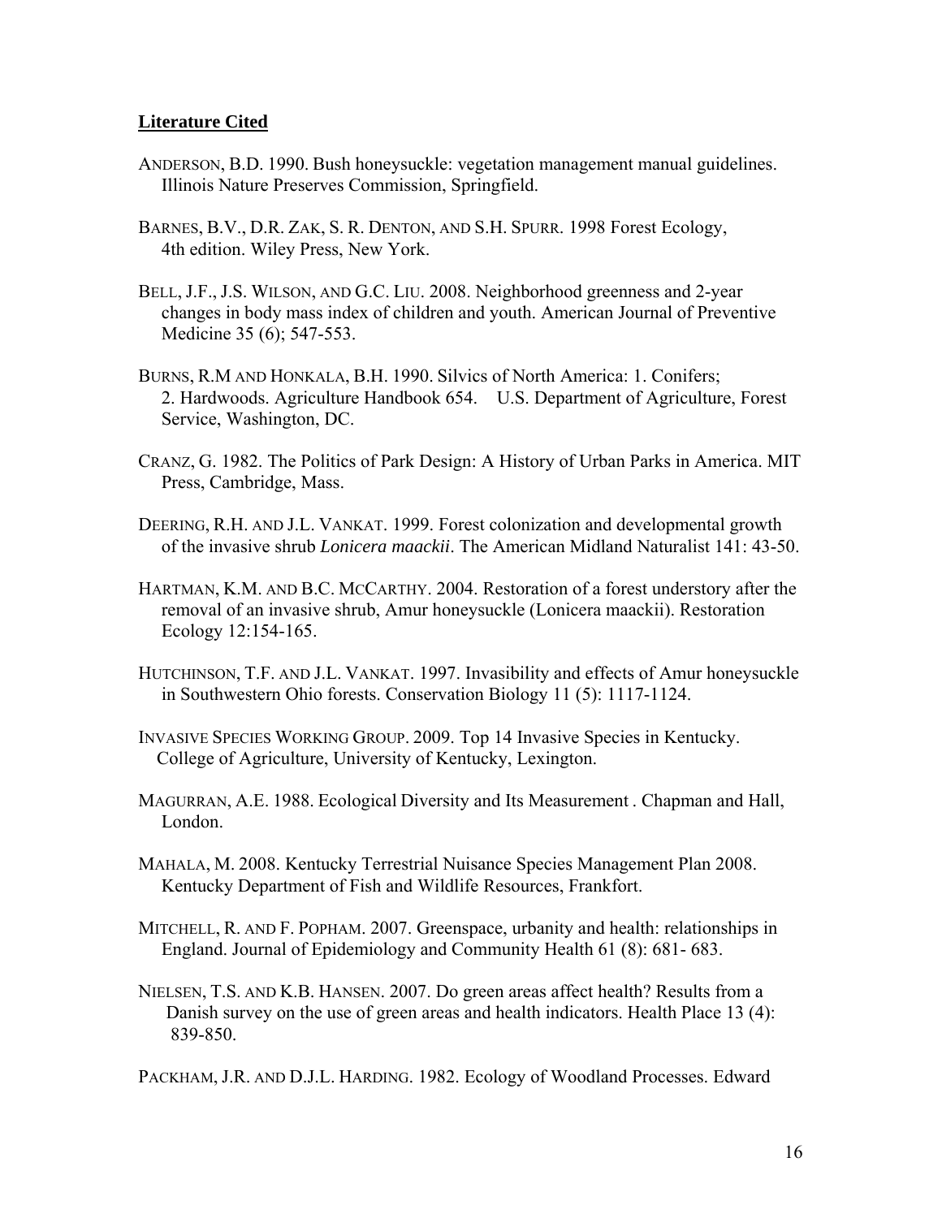## **Literature Cited**

ANDERSON, B.D. 1990. Bush honeysuckle: vegetation management manual guidelines. Illinois Nature Preserves Commission, Springfield.

BARNES, B.V., D.R. ZAK, S. R. DENTON, AND S.H. SPURR. 1998 Forest Ecology, 4th edition. Wiley Press, New York.

BELL, J.F., J.S. WILSON, AND G.C. LIU. 2008. Neighborhood greenness and 2-year changes in body mass index of children and youth. American Journal of Preventive Medicine 35 (6); 547-553.

BURNS, R.M AND HONKALA, B.H. 1990. Silvics of North America: 1. Conifers; 2. Hardwoods. Agriculture Handbook 654. U.S. Department of Agriculture, Forest Service, Washington, DC.

CRANZ, G. 1982. The Politics of Park Design: A History of Urban Parks in America. MIT Press, Cambridge, Mass.

DEERING, R.H. AND J.L. VANKAT. 1999. Forest colonization and developmental growth of the invasive shrub *Lonicera maackii*. The American Midland Naturalist 141: 43-50.

HARTMAN, K.M. AND B.C. MCCARTHY. 2004. Restoration of a forest understory after the removal of an invasive shrub, Amur honeysuckle (Lonicera maackii). Restoration Ecology 12:154-165.

HUTCHINSON, T.F. AND J.L. VANKAT. 1997. Invasibility and effects of Amur honeysuckle in Southwestern Ohio forests. Conservation Biology 11 (5): 1117-1124.

INVASIVE SPECIES WORKING GROUP. 2009. Top 14 Invasive Species in Kentucky. College of Agriculture, University of Kentucky, Lexington.

MAGURRAN, A.E. 1988. Ecological Diversity and Its Measurement . Chapman and Hall, London.

MAHALA, M. 2008. Kentucky Terrestrial Nuisance Species Management Plan 2008. Kentucky Department of Fish and Wildlife Resources, Frankfort.

MITCHELL, R. AND F. POPHAM. 2007. Greenspace, urbanity and health: relationships in England. Journal of Epidemiology and Community Health 61 (8): 681- 683.

NIELSEN, T.S. AND K.B. HANSEN. 2007. Do green areas affect health? Results from a Danish survey on the use of green areas and health indicators. Health Place 13 (4): 839-850.

PACKHAM, J.R. AND D.J.L. HARDING. 1982. Ecology of Woodland Processes. Edward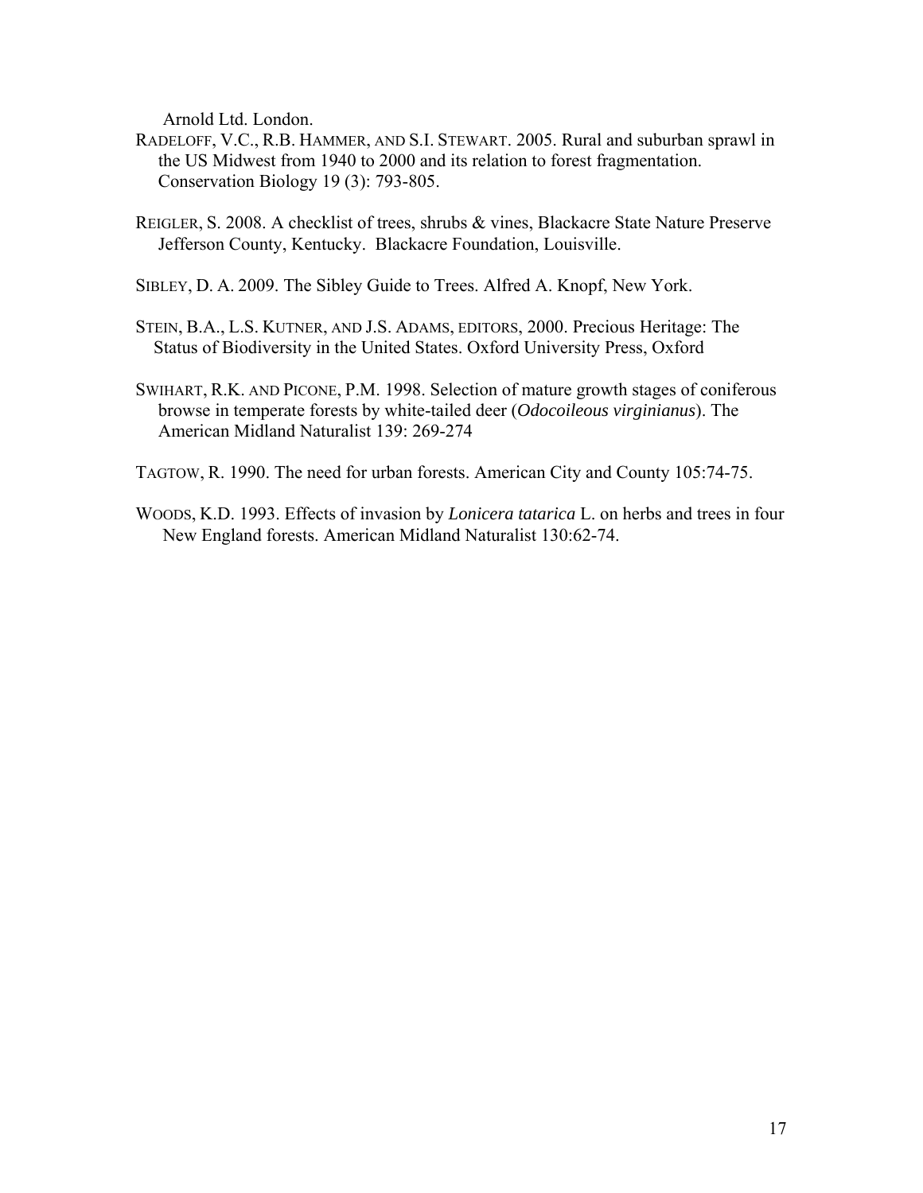Arnold Ltd. London.

RADELOFF, V.C., R.B. HAMMER, AND S.I. STEWART. 2005. Rural and suburban sprawl in the US Midwest from 1940 to 2000 and its relation to forest fragmentation. Conservation Biology 19 (3): 793-805.

REIGLER, S. 2008. A checklist of trees, shrubs & vines, Blackacre State Nature Preserve Jefferson County, Kentucky. Blackacre Foundation, Louisville.

SIBLEY, D. A. 2009. The Sibley Guide to Trees. Alfred A. Knopf, New York.

STEIN, B.A., L.S. KUTNER, AND J.S. ADAMS, EDITORS, 2000. Precious Heritage: The Status of Biodiversity in the United States. Oxford University Press, Oxford

SWIHART, R.K. AND PICONE, P.M. 1998. Selection of mature growth stages of coniferous browse in temperate forests by white-tailed deer (*Odocoileous virginianus*). The American Midland Naturalist 139: 269-274

TAGTOW, R. 1990. The need for urban forests. American City and County 105:74-75.

WOODS, K.D. 1993. Effects of invasion by *Lonicera tatarica* L. on herbs and trees in four New England forests. American Midland Naturalist 130:62-74.